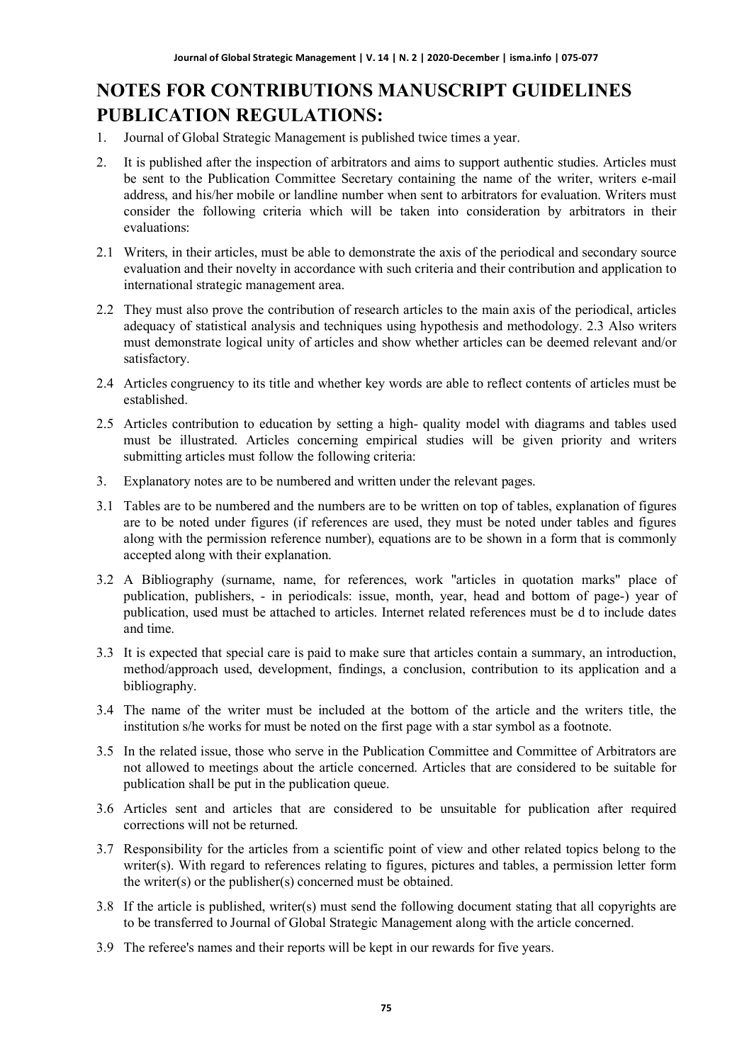# NOTES FOR CONTRIBUTIONS MANUSCRIPT GUIDELINES PUBLICATION REGULATIONS:

1. Journal of Global Strategic Management is published twice times a year.
2. It is published after the inspection of arbitrators and aims to support authentic studies. Articles must be sent to the Publication Committee Secretary containing the name of the writer, writers e-mail address, and his/her mobile or landline number when sent to arbitrators for evaluation. Writers must consider the following criteria which will be taken into consideration by arbitrators in their evaluations:

2.1 Writers, in their articles, must be able to demonstrate the axis of the periodical and secondary source evaluation and their novelty in accordance with such criteria and their contribution and application to international strategic management area.

2.2 They must also prove the contribution of research articles to the main axis of the periodical, articles adequacy of statistical analysis and techniques using hypothesis and methodology. 2.3 Also writers must demonstrate logical unity of articles and show whether articles can be deemed relevant and/or satisfactory.

2.4 Articles congruency to its title and whether key words are able to reflect contents of articles must be established.

2.5 Articles contribution to education by setting a high- quality model with diagrams and tables used must be illustrated. Articles concerning empirical studies will be given priority and writers submitting articles must follow the following criteria:

3. Explanatory notes are to be numbered and written under the relevant pages.

3.1 Tables are to be numbered and the numbers are to be written on top of tables, explanation of figures are to be noted under figures (if references are used, they must be noted under tables and figures along with the permission reference number), equations are to be shown in a form that is commonly accepted along with their explanation.

3.2 A Bibliography (surname, name, for references, work "articles in quotation marks" place of publication, publishers, - in periodicals: issue, month, year, head and bottom of page-) year of publication, used must be attached to articles. Internet related references must be d to include dates and time.

3.3 It is expected that special care is paid to make sure that articles contain a summary, an introduction, method/approach used, development, findings, a conclusion, contribution to its application and a bibliography.

3.4 The name of the writer must be included at the bottom of the article and the writers title, the institution s/he works for must be noted on the first page with a star symbol as a footnote.

3.5 In the related issue, those who serve in the Publication Committee and Committee of Arbitrators are not allowed to meetings about the article concerned. Articles that are considered to be suitable for publication shall be put in the publication queue.

3.6 Articles sent and articles that are considered to be unsuitable for publication after required corrections will not be returned.

3.7 Responsibility for the articles from a scientific point of view and other related topics belong to the writer(s). With regard to references relating to figures, pictures and tables, a permission letter form the writer(s) or the publisher(s) concerned must be obtained.

3.8 If the article is published, writer(s) must send the following document stating that all copyrights are to be transferred to Journal of Global Strategic Management along with the article concerned.

3.9 The referee's names and their reports will be kept in our rewards for five years.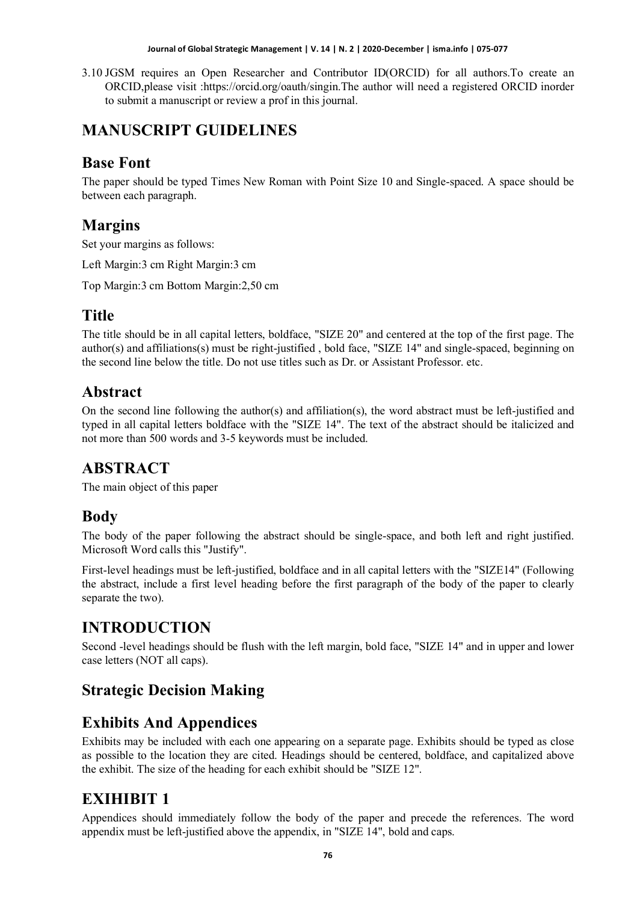3.10 JGSM requires an Open Researcher and Contributor ID(ORCID) for all authors.To create an ORCID,please visit :https://orcid.org/oauth/singin.The author will need a registered ORCID inorder to submit a manuscript or review a prof in this journal.

# MANUSCRIPT GUIDELINES

## Base Font

The paper should be typed Times New Roman with Point Size 10 and Single-spaced. A space should be between each paragraph.

## Margins

Set your margins as follows:

Left Margin:3 cm Right Margin:3 cm

Top Margin:3 cm Bottom Margin:2,50 cm

## Title

The title should be in all capital letters, boldface, "SIZE 20" and centered at the top of the first page. The author(s) and affiliations(s) must be right-justified , bold face, "SIZE 14" and single-spaced, beginning on the second line below the title. Do not use titles such as Dr. or Assistant Professor. etc.

## Abstract

On the second line following the author(s) and affiliation(s), the word abstract must be left-justified and typed in all capital letters boldface with the "SIZE 14". The text of the abstract should be italicized and not more than 500 words and 3-5 keywords must be included.

## ABSTRACT

The main object of this paper

## Body

The body of the paper following the abstract should be single-space, and both left and right justified. Microsoft Word calls this "Justify".

First-level headings must be left-justified, boldface and in all capital letters with the "SIZE14" (Following the abstract, include a first level heading before the first paragraph of the body of the paper to clearly separate the two).

## INTRODUCTION

Second -level headings should be flush with the left margin, bold face, "SIZE 14" and in upper and lower case letters (NOT all caps).

## Strategic Decision Making

## Exhibits And Appendices

Exhibits may be included with each one appearing on a separate page. Exhibits should be typed as close as possible to the location they are cited. Headings should be centered, boldface, and capitalized above the exhibit. The size of the heading for each exhibit should be "SIZE 12".

## EXIHIBIT 1

Appendices should immediately follow the body of the paper and precede the references. The word appendix must be left-justified above the appendix, in "SIZE 14", bold and caps.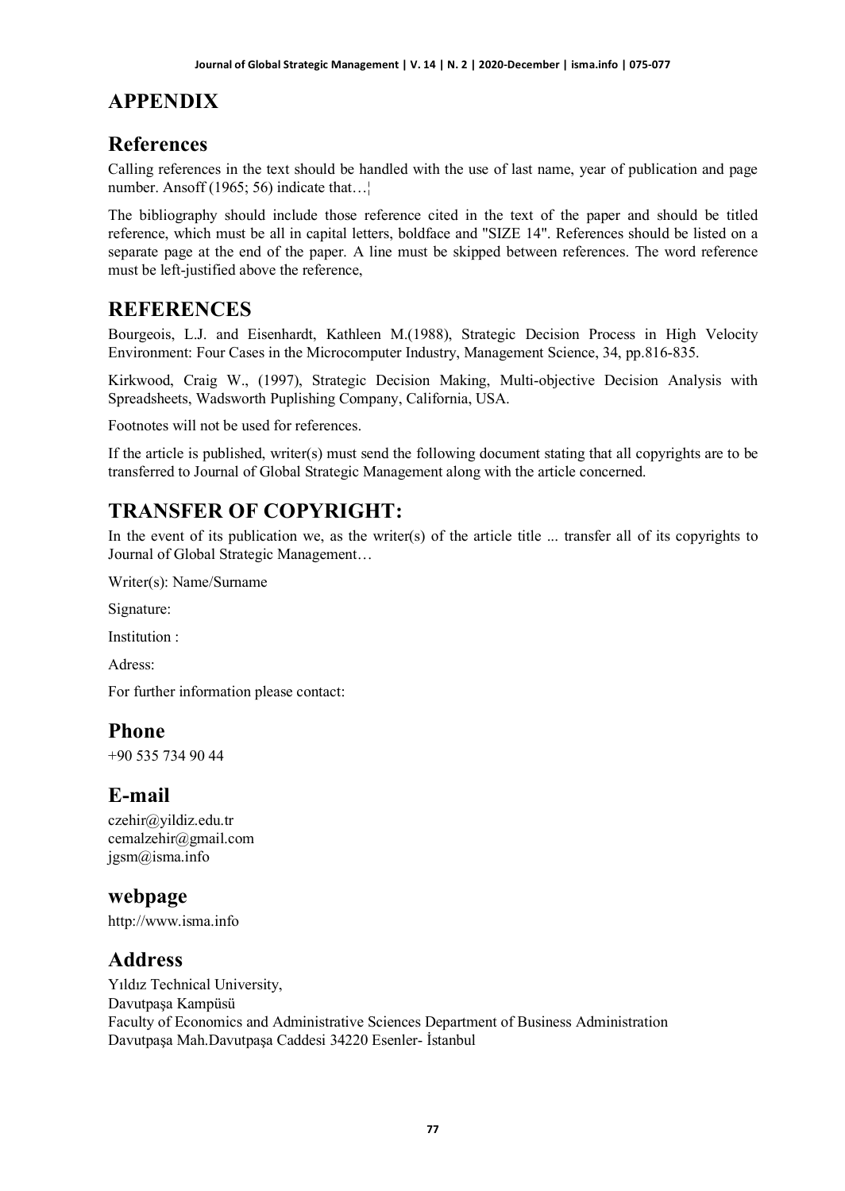# APPENDIX

## References

Calling references in the text should be handled with the use of last name, year of publication and page number. Ansoff (1965; 56) indicate that…¦

The bibliography should include those reference cited in the text of the paper and should be titled reference, which must be all in capital letters, boldface and "SIZE 14". References should be listed on a separate page at the end of the paper. A line must be skipped between references. The word reference must be left-justified above the reference,

## REFERENCES

Bourgeois, L.J. and Eisenhardt, Kathleen M.(1988), Strategic Decision Process in High Velocity Environment: Four Cases in the Microcomputer Industry, Management Science, 34, pp.816-835.

Kirkwood, Craig W., (1997), Strategic Decision Making, Multi-objective Decision Analysis with Spreadsheets, Wadsworth Puplishing Company, California, USA.

Footnotes will not be used for references.

If the article is published, writer(s) must send the following document stating that all copyrights are to be transferred to Journal of Global Strategic Management along with the article concerned.

## TRANSFER OF COPYRIGHT:

In the event of its publication we, as the writer(s) of the article title ... transfer all of its copyrights to Journal of Global Strategic Management…

Writer(s): Name/Surname

Signature:

Institution :

Adress:

For further information please contact:

## Phone

+90 535 734 90 44

## E-mail

czehir@yildiz.edu.tr
cemalzehir@gmail.com
jgsm@isma.info

## webpage

http://www.isma.info

## Address

Yıldız Technical University,
Davutpaşa Kampüsü
Faculty of Economics and Administrative Sciences Department of Business Administration
Davutpaşa Mah.Davutpaşa Caddesi 34220 Esenler- İstanbul